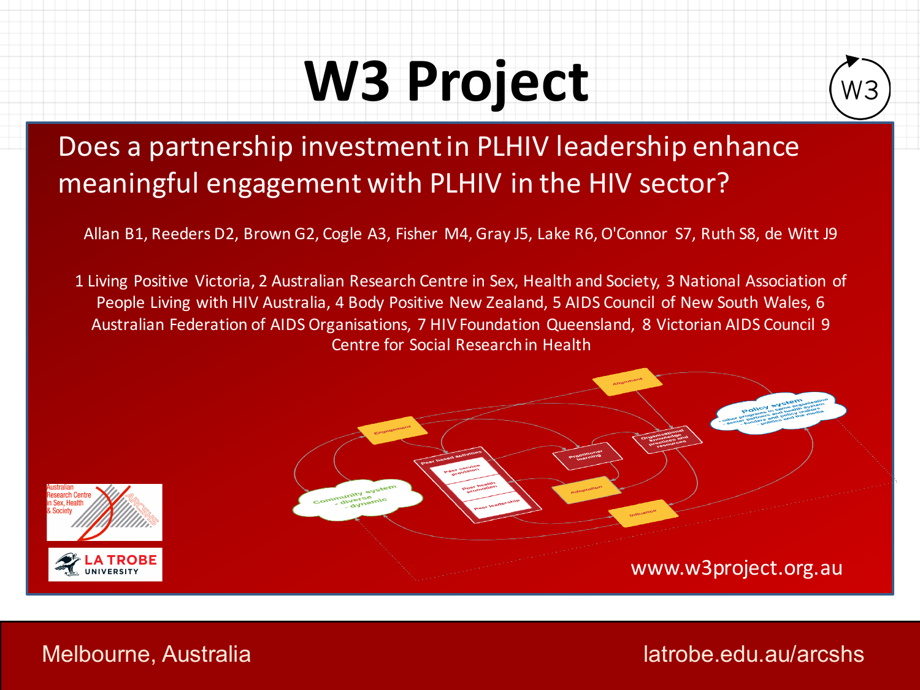# W3 Project

## Does a partnership investment in PLHIV leadership enhance meaningful engagement with PLHIV in the HIV sector?

Allan B1, Reeders D2, Brown G2, Cogle A3, Fisher M4, Gray J5, Lake R6, O'Connor S7, Ruth S8, de Witt J9

1 Living Positive Victoria, 2 Australian Research Centre in Sex, Health and Society, 3 National Association of People Living with HIV Australia, 4 Body Positive New Zealand, 5 AIDS Council of New South Wales, 6 Australian Federation of AIDS Organisations, 7 HIV Foundation Queensland, 8 Victorian AIDS Council 9 Centre for Social Research in Health

www.w3project.org.au

Melbourne, Australia

latrobe.edu.au/arcshs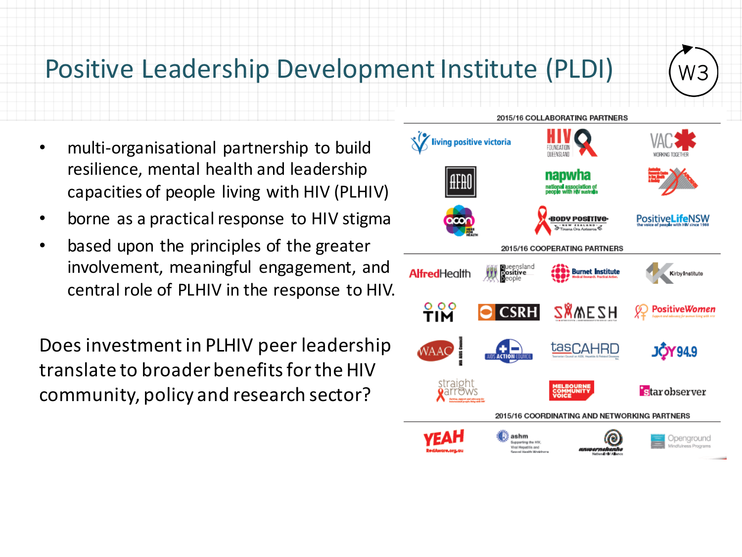# Positive Leadership Development Institute (PLDI)

W3

- multi-organisational partnership to build resilience, mental health and leadership capacities of people living with HIV (PLHIV)
- borne as a practical response to HIV stigma
- based upon the principles of the greater involvement, meaningful engagement, and central role of PLHIV in the response to HIV.

Does investment in PLHIV peer leadership translate to broader benefits for the HIV community, policy and research sector?

**2015/16 COLLABORATING PARTNERS**

living positive victoria, HIV Foundation Queensland, VAC Working Together, AFAO, napwha national association of people with HIV australia, ACON, Body Positive New Zealand, PositiveLifeNSW

**2015/16 COOPERATING PARTNERS**

AlfredHealth, Queensland Positive People, Burnet Institute, Kirby Institute, TIM, CSRH, SAMESH, PositiveWomen, WAAC, AIDS Action Council, tasCAHRD, JOY 94.9, straight arrows, Melbourne Community Voice, star observer

**2015/16 COORDINATING AND NETWORKING PARTNERS**

YEAH RedAware.org.au, ashm, anwernekenhe National HIV Alliance, Openground Mindfulness Programs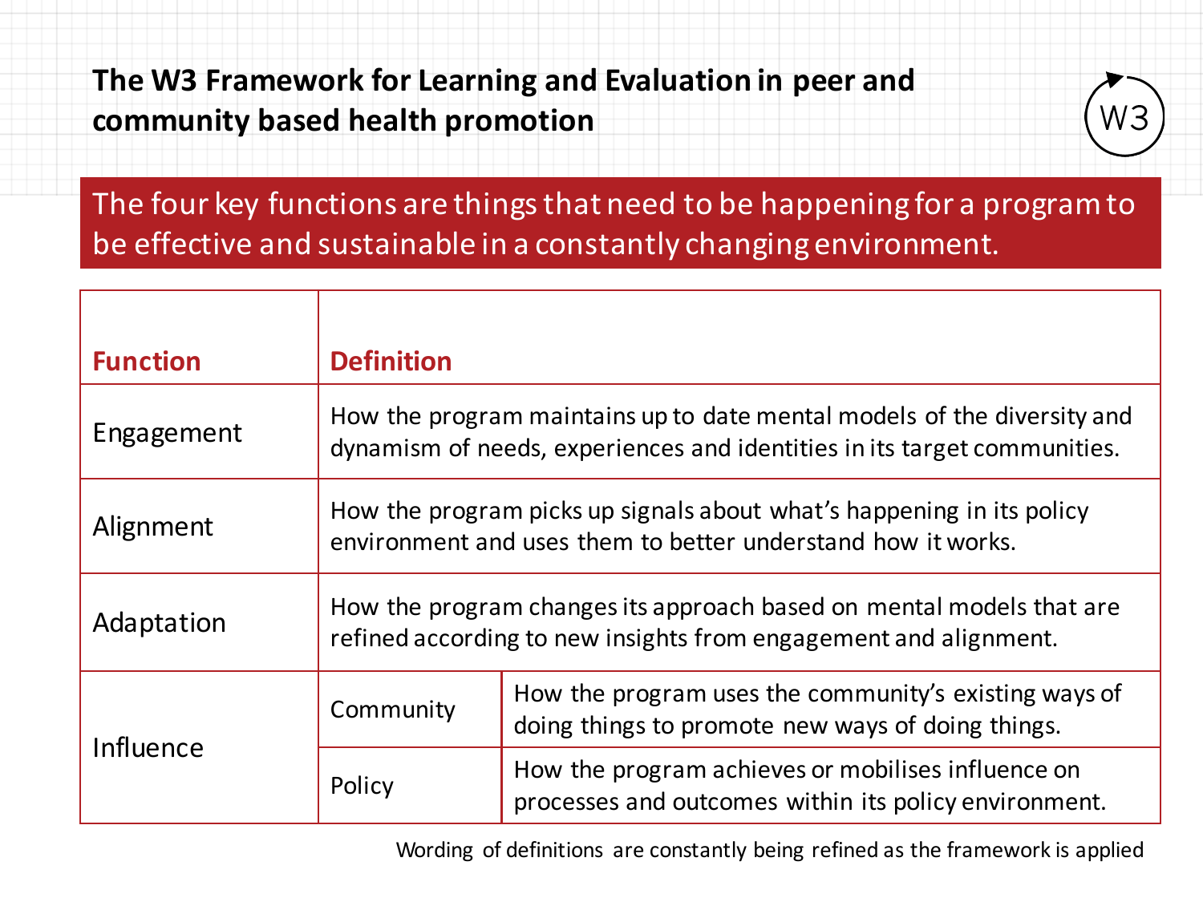## The W3 Framework for Learning and Evaluation in peer and community based health promotion

W3

**The four key functions are things that need to be happening for a program to be effective and sustainable in a constantly changing environment.**

| Function | Definition | |
|---|---|---|
| Engagement | How the program maintains up to date mental models of the diversity and dynamism of needs, experiences and identities in its target communities. | |
| Alignment | How the program picks up signals about what's happening in its policy environment and uses them to better understand how it works. | |
| Adaptation | How the program changes its approach based on mental models that are refined according to new insights from engagement and alignment. | |
| Influence | Community | How the program uses the community's existing ways of doing things to promote new ways of doing things. |
| | Policy | How the program achieves or mobilises influence on processes and outcomes within its policy environment. |

Wording of definitions are constantly being refined as the framework is applied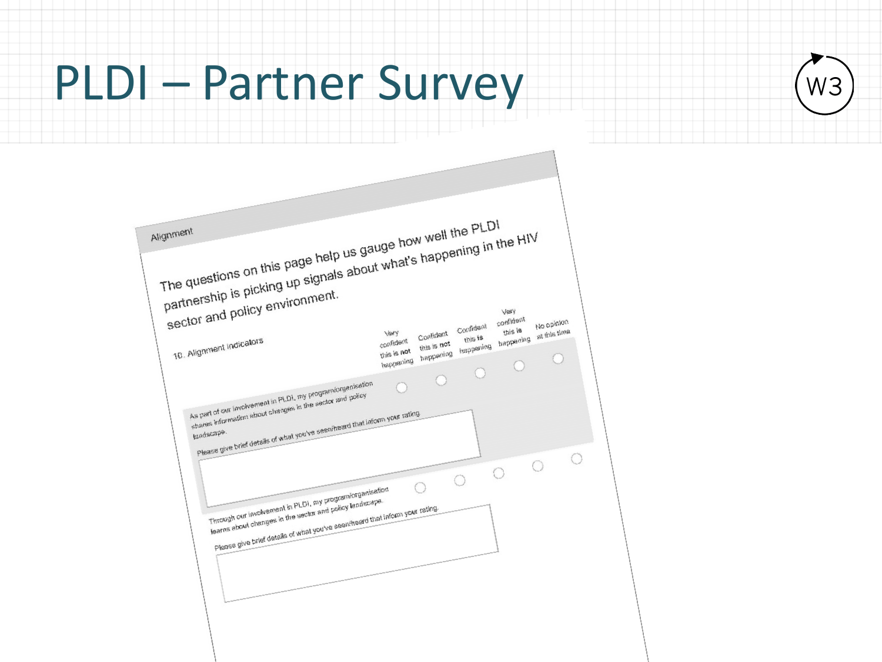# PLDI – Partner Survey

W3

**Alignment**

The questions on this page help us gauge how well the PLDI partnership is picking up signals about what's happening in the HIV sector and policy environment.

10. Alignment indicators

| | Very confident this is **not** happening | Confident this is not happening | Confident this is happening | Very confident this is happening | No opinion at this time |
|---|---|---|---|---|---|
| As part of our involvement in PLDI, my program/organisation shares information about changes in the sector and policy landscape. | ○ | ○ | ○ | ○ | ○ |
| Through our involvement in PLDI, my program/organisation learns about changes in the sector and policy landscape. | ○ | ○ | ○ | ○ | ○ |

Please give brief details of what you've seen/heard that inform your rating.

Please give brief details of what you've seen/heard that inform your rating.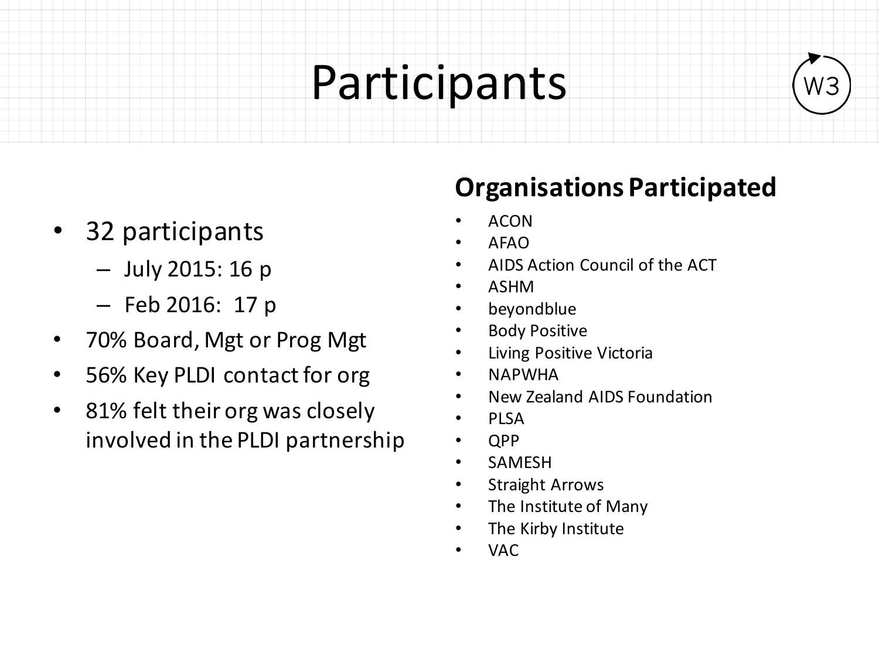# Participants

W3

- 32 participants
  - July 2015: 16 p
  - Feb 2016: 17 p
- 70% Board, Mgt or Prog Mgt
- 56% Key PLDI contact for org
- 81% felt their org was closely involved in the PLDI partnership

## Organisations Participated

- ACON
- AFAO
- AIDS Action Council of the ACT
- ASHM
- beyondblue
- Body Positive
- Living Positive Victoria
- NAPWHA
- New Zealand AIDS Foundation
- PLSA
- QPP
- SAMESH
- Straight Arrows
- The Institute of Many
- The Kirby Institute
- VAC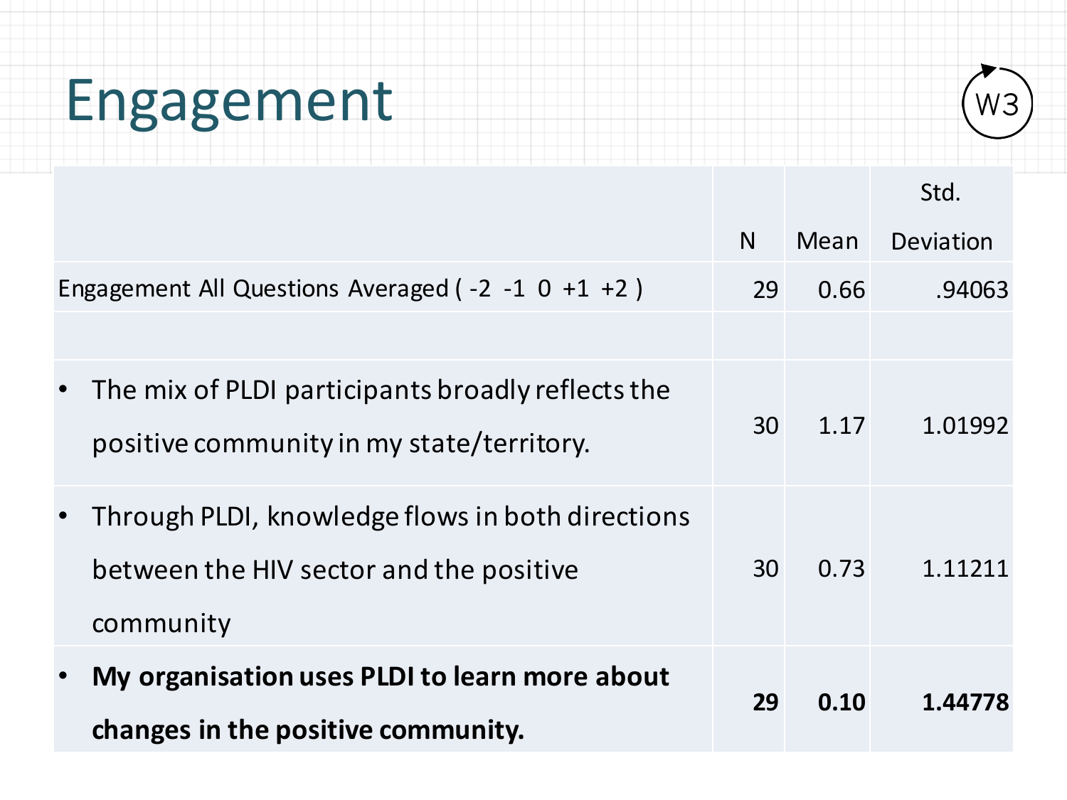# Engagement

W3

| | N | Mean | Std. Deviation |
|---|---|---|---|
| Engagement All Questions Averaged ( -2 -1 0 +1 +2 ) | 29 | 0.66 | .94063 |
| | | | |
| • The mix of PLDI participants broadly reflects the positive community in my state/territory. | 30 | 1.17 | 1.01992 |
| • Through PLDI, knowledge flows in both directions between the HIV sector and the positive community | 30 | 0.73 | 1.11211 |
| • **My organisation uses PLDI to learn more about changes in the positive community.** | **29** | **0.10** | **1.44778** |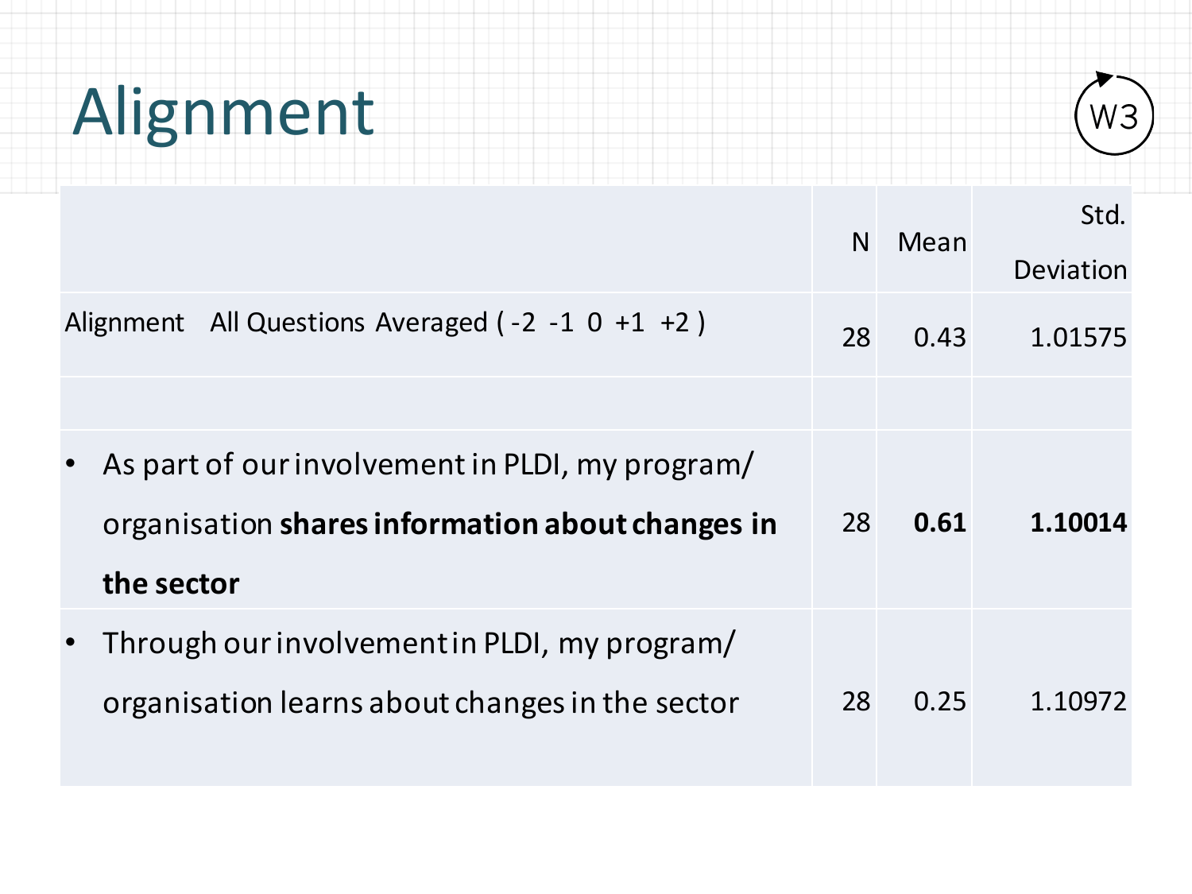# Alignment

W3

| | N | Mean | Std. Deviation |
|---|---|---|---|
| Alignment All Questions Averaged ( -2 -1 0 +1 +2 ) | 28 | 0.43 | 1.01575 |
| | | | |
| • As part of our involvement in PLDI, my program/ organisation **shares information about changes in the sector** | 28 | **0.61** | **1.10014** |
| • Through our involvement in PLDI, my program/ organisation learns about changes in the sector | 28 | 0.25 | 1.10972 |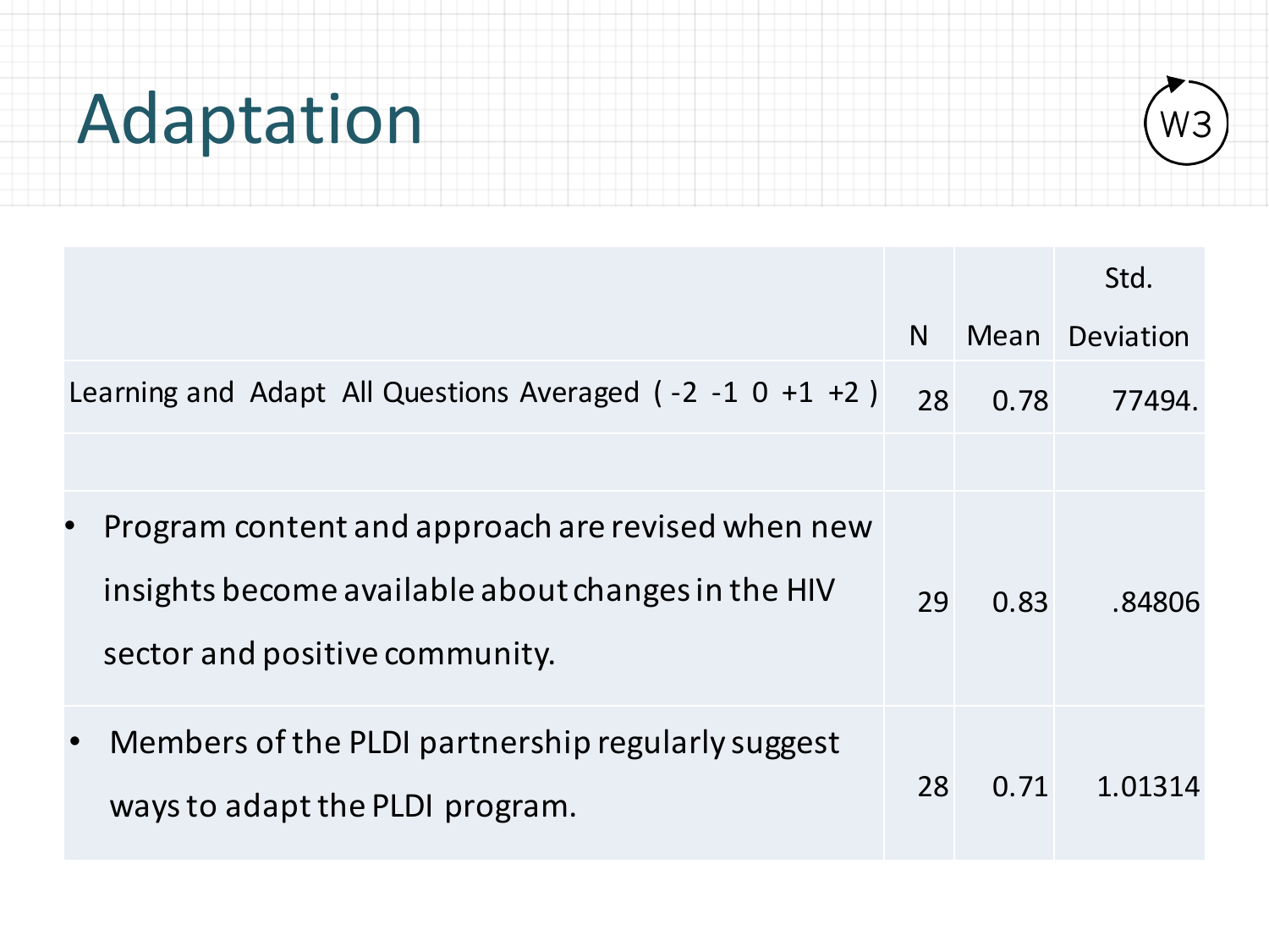# Adaptation

W3

| | N | Mean | Std. Deviation |
|---|---|---|---|
| Learning and Adapt All Questions Averaged ( -2 -1 0 +1 +2 ) | 28 | 0.78 | 77494. |
| | | | |
| • Program content and approach are revised when new insights become available about changes in the HIV sector and positive community. | 29 | 0.83 | .84806 |
| • Members of the PLDI partnership regularly suggest ways to adapt the PLDI program. | 28 | 0.71 | 1.01314 |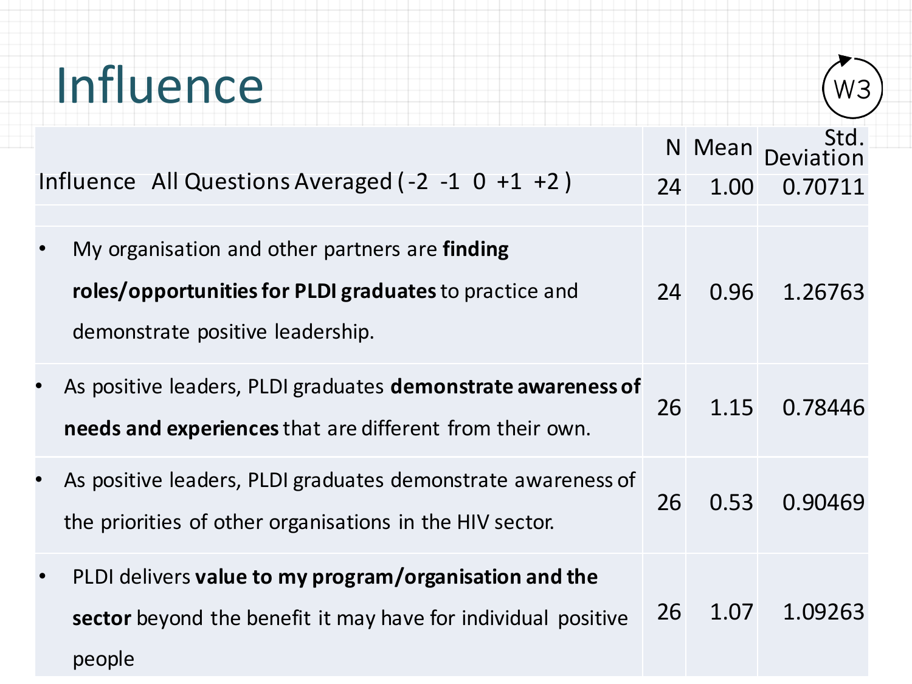# Influence

W3

| | N | Mean | Std. Deviation |
|---|---|---|---|
| Influence All Questions Averaged ( -2 -1 0 +1 +2 ) | 24 | 1.00 | 0.70711 |
| | | | |
| • My organisation and other partners are **finding roles/opportunities for PLDI graduates** to practice and demonstrate positive leadership. | 24 | 0.96 | 1.26763 |
| • As positive leaders, PLDI graduates **demonstrate awareness of needs and experiences** that are different from their own. | 26 | 1.15 | 0.78446 |
| • As positive leaders, PLDI graduates demonstrate awareness of the priorities of other organisations in the HIV sector. | 26 | 0.53 | 0.90469 |
| • PLDI delivers **value to my program/organisation and the sector** beyond the benefit it may have for individual positive people | 26 | 1.07 | 1.09263 |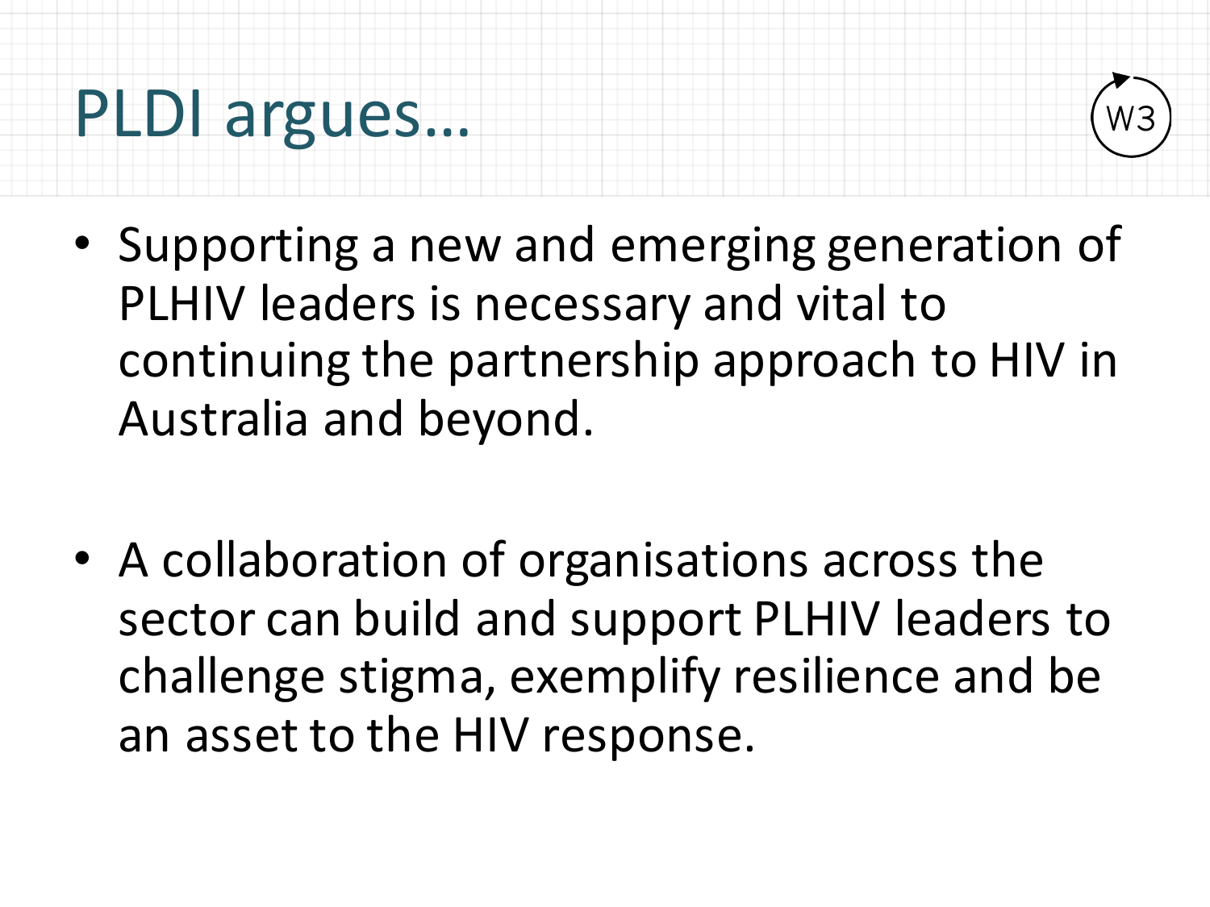# PLDI argues…

W3

- Supporting a new and emerging generation of PLHIV leaders is necessary and vital to continuing the partnership approach to HIV in Australia and beyond.

- A collaboration of organisations across the sector can build and support PLHIV leaders to challenge stigma, exemplify resilience and be an asset to the HIV response.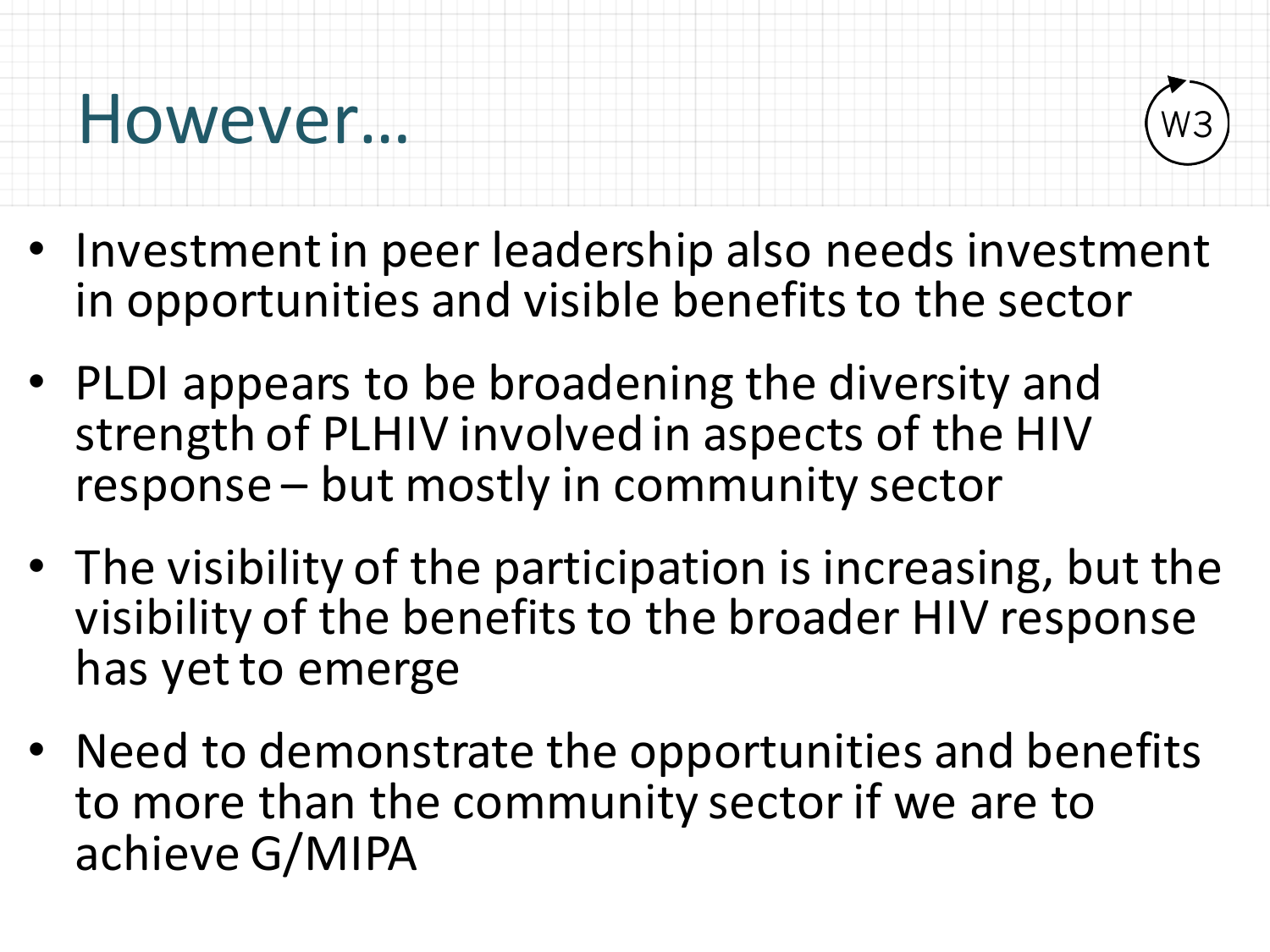# However…

W3

- Investment in peer leadership also needs investment in opportunities and visible benefits to the sector
- PLDI appears to be broadening the diversity and strength of PLHIV involved in aspects of the HIV response – but mostly in community sector
- The visibility of the participation is increasing, but the visibility of the benefits to the broader HIV response has yet to emerge
- Need to demonstrate the opportunities and benefits to more than the community sector if we are to achieve G/MIPA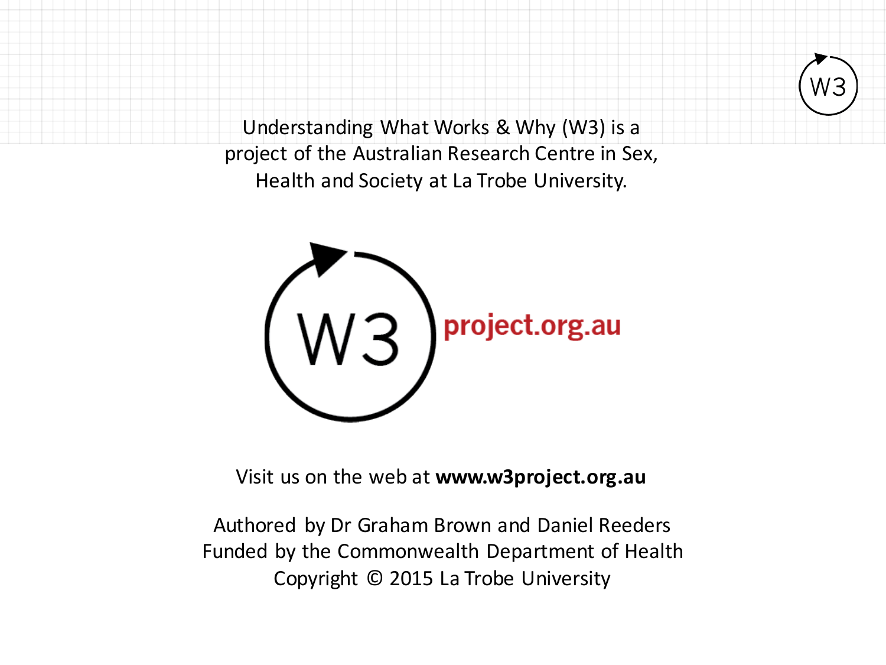Understanding What Works & Why (W3) is a project of the Australian Research Centre in Sex, Health and Society at La Trobe University.

W3 project.org.au

Visit us on the web at **www.w3project.org.au**

Authored by Dr Graham Brown and Daniel Reeders
Funded by the Commonwealth Department of Health
Copyright © 2015 La Trobe University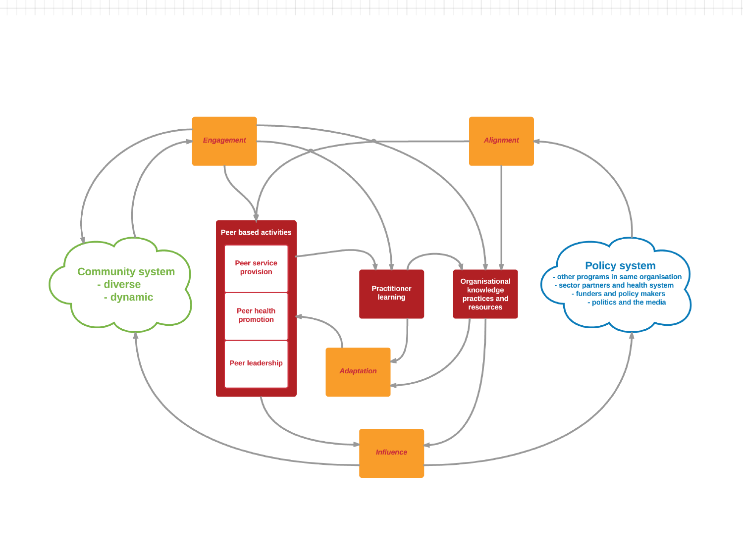Engagement

Alignment

Peer based activities

Peer service provision

Peer health promotion

Peer leadership

Practitioner learning

Organisational knowledge practices and resources

Community system
- diverse
- dynamic

Policy system
- other programs in same organisation
- sector partners and health system
- funders and policy makers
- politics and the media

Adaptation

Influence